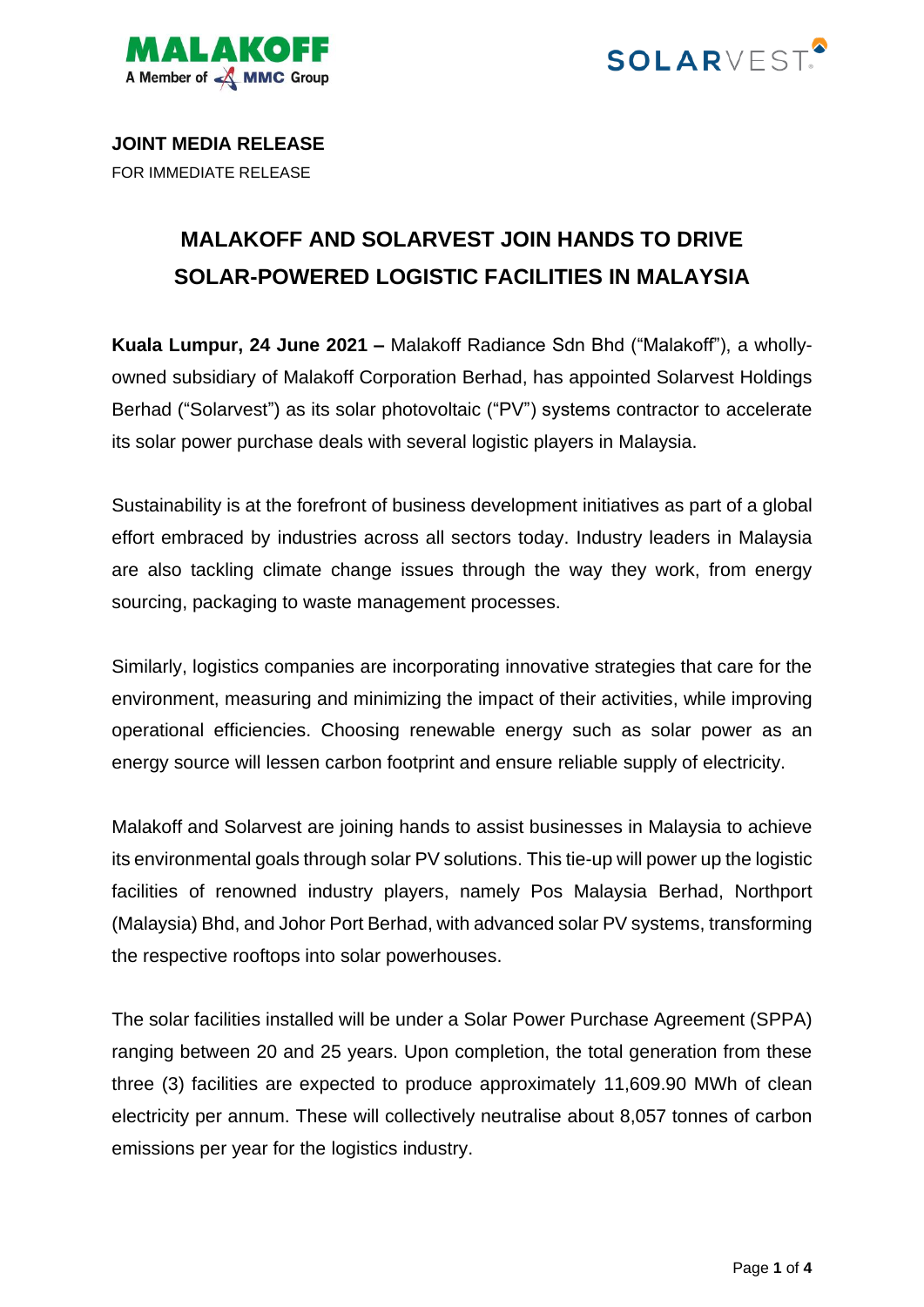**JOINT MEDIA RELEASE**

FOR IMMEDIATE RELEASE

# MALAKOFF AND SOLARVEST JOIN HANDS TO DRIVE SOLAR-POWERED LOGISTIC FACILITIES IN MALAYSIA

**Kuala Lumpur, 24 June 2021 –** Malakoff Radiance Sdn Bhd ("Malakoff"), a wholly-owned subsidiary of Malakoff Corporation Berhad, has appointed Solarvest Holdings Berhad ("Solarvest") as its solar photovoltaic ("PV") systems contractor to accelerate its solar power purchase deals with several logistic players in Malaysia.

Sustainability is at the forefront of business development initiatives as part of a global effort embraced by industries across all sectors today. Industry leaders in Malaysia are also tackling climate change issues through the way they work, from energy sourcing, packaging to waste management processes.

Similarly, logistics companies are incorporating innovative strategies that care for the environment, measuring and minimizing the impact of their activities, while improving operational efficiencies. Choosing renewable energy such as solar power as an energy source will lessen carbon footprint and ensure reliable supply of electricity.

Malakoff and Solarvest are joining hands to assist businesses in Malaysia to achieve its environmental goals through solar PV solutions. This tie-up will power up the logistic facilities of renowned industry players, namely Pos Malaysia Berhad, Northport (Malaysia) Bhd, and Johor Port Berhad, with advanced solar PV systems, transforming the respective rooftops into solar powerhouses.

The solar facilities installed will be under a Solar Power Purchase Agreement (SPPA) ranging between 20 and 25 years. Upon completion, the total generation from these three (3) facilities are expected to produce approximately 11,609.90 MWh of clean electricity per annum. These will collectively neutralise about 8,057 tonnes of carbon emissions per year for the logistics industry.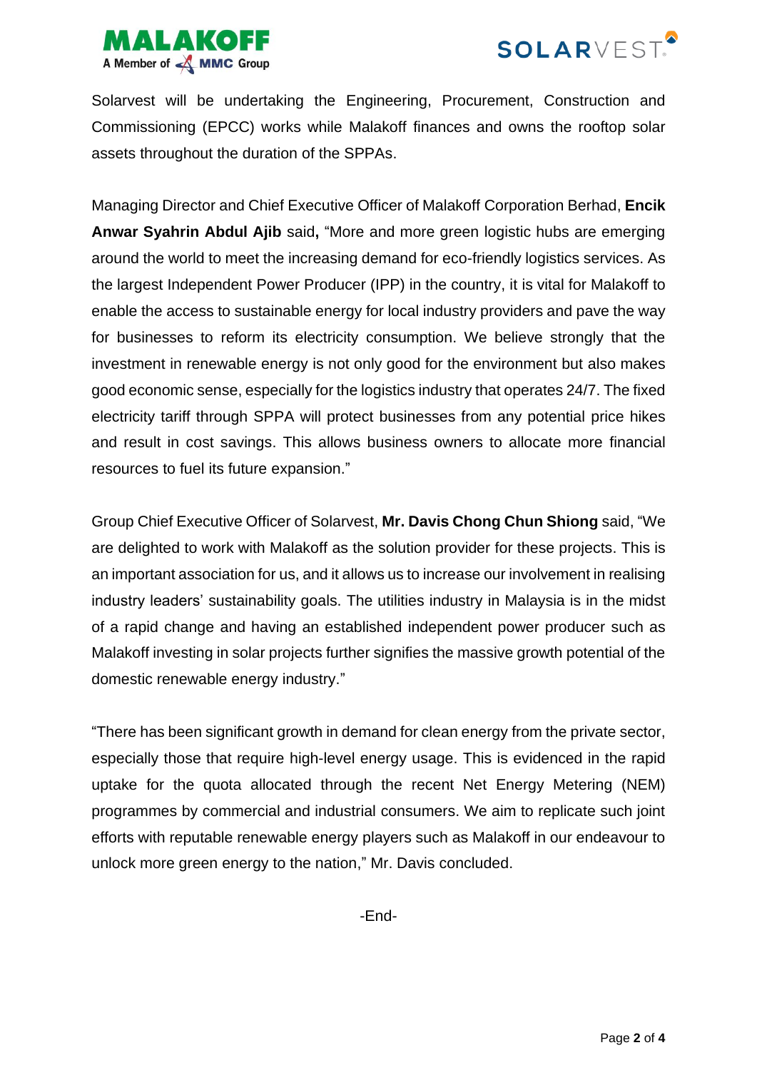Solarvest will be undertaking the Engineering, Procurement, Construction and Commissioning (EPCC) works while Malakoff finances and owns the rooftop solar assets throughout the duration of the SPPAs.

Managing Director and Chief Executive Officer of Malakoff Corporation Berhad, **Encik Anwar Syahrin Abdul Ajib** said**,** "More and more green logistic hubs are emerging around the world to meet the increasing demand for eco-friendly logistics services. As the largest Independent Power Producer (IPP) in the country, it is vital for Malakoff to enable the access to sustainable energy for local industry providers and pave the way for businesses to reform its electricity consumption. We believe strongly that the investment in renewable energy is not only good for the environment but also makes good economic sense, especially for the logistics industry that operates 24/7. The fixed electricity tariff through SPPA will protect businesses from any potential price hikes and result in cost savings. This allows business owners to allocate more financial resources to fuel its future expansion."

Group Chief Executive Officer of Solarvest, **Mr. Davis Chong Chun Shiong** said, "We are delighted to work with Malakoff as the solution provider for these projects. This is an important association for us, and it allows us to increase our involvement in realising industry leaders' sustainability goals. The utilities industry in Malaysia is in the midst of a rapid change and having an established independent power producer such as Malakoff investing in solar projects further signifies the massive growth potential of the domestic renewable energy industry."

"There has been significant growth in demand for clean energy from the private sector, especially those that require high-level energy usage. This is evidenced in the rapid uptake for the quota allocated through the recent Net Energy Metering (NEM) programmes by commercial and industrial consumers. We aim to replicate such joint efforts with reputable renewable energy players such as Malakoff in our endeavour to unlock more green energy to the nation," Mr. Davis concluded.

-End-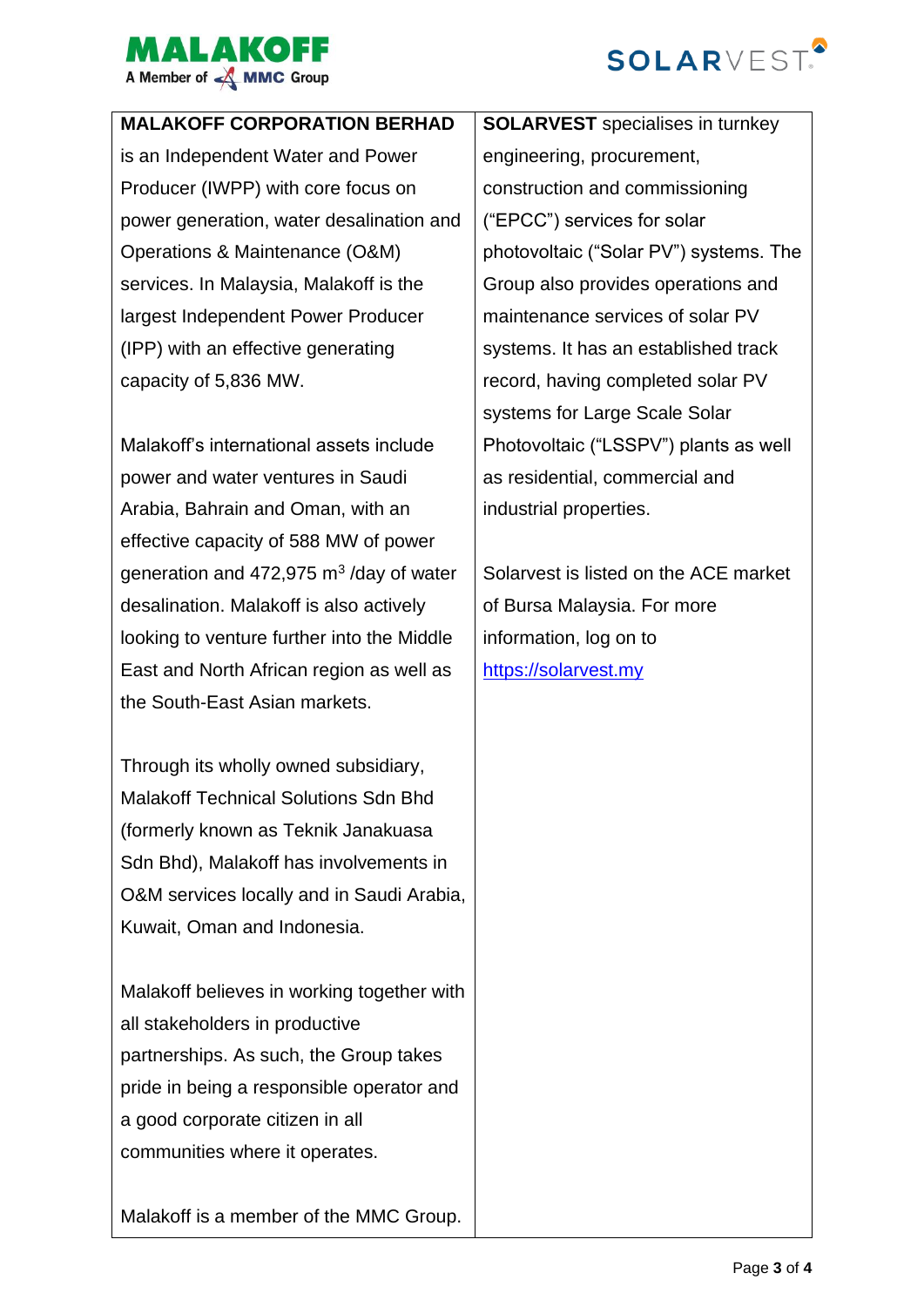**MALAKOFF CORPORATION BERHAD** is an Independent Water and Power Producer (IWPP) with core focus on power generation, water desalination and Operations & Maintenance (O&M) services. In Malaysia, Malakoff is the largest Independent Power Producer (IPP) with an effective generating capacity of 5,836 MW.

Malakoff's international assets include power and water ventures in Saudi Arabia, Bahrain and Oman, with an effective capacity of 588 MW of power generation and 472,975 $m^3$ /day of water desalination. Malakoff is also actively looking to venture further into the Middle East and North African region as well as the South-East Asian markets.

Through its wholly owned subsidiary, Malakoff Technical Solutions Sdn Bhd (formerly known as Teknik Janakuasa Sdn Bhd), Malakoff has involvements in O&M services locally and in Saudi Arabia, Kuwait, Oman and Indonesia.

Malakoff believes in working together with all stakeholders in productive partnerships. As such, the Group takes pride in being a responsible operator and a good corporate citizen in all communities where it operates.

Malakoff is a member of the MMC Group.

**SOLARVEST** specialises in turnkey engineering, procurement, construction and commissioning ("EPCC") services for solar photovoltaic ("Solar PV") systems. The Group also provides operations and maintenance services of solar PV systems. It has an established track record, having completed solar PV systems for Large Scale Solar Photovoltaic ("LSSPV") plants as well as residential, commercial and industrial properties.

Solarvest is listed on the ACE market of Bursa Malaysia. For more information, log on to https://solarvest.my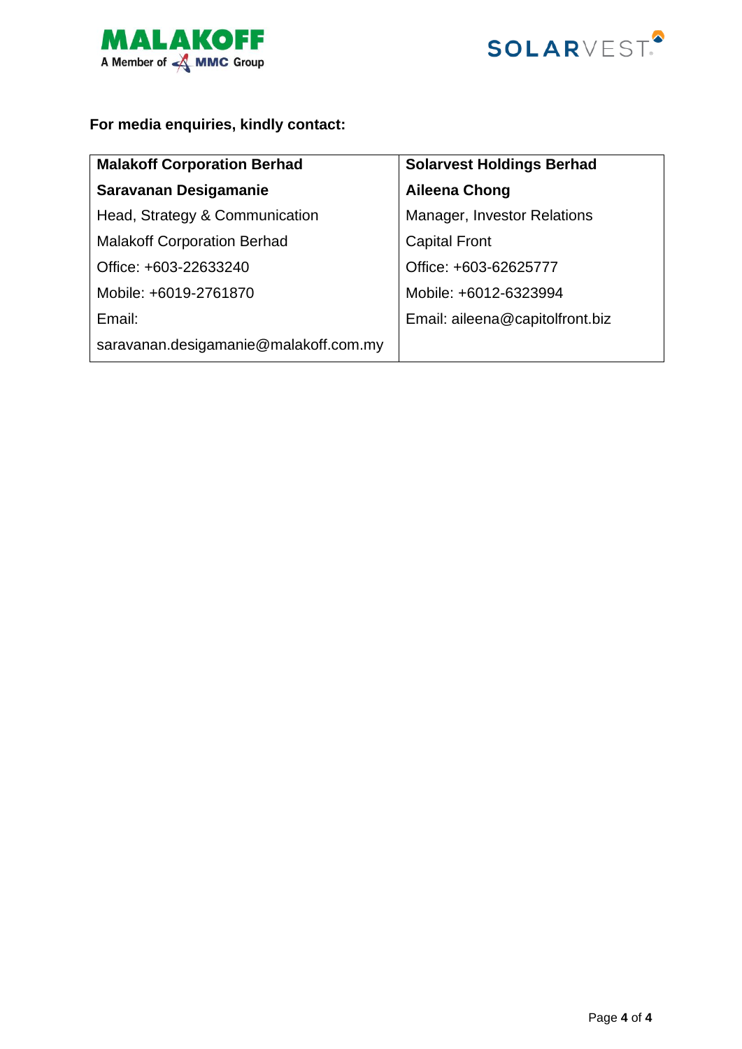**For media enquiries, kindly contact:**

| | |
|---|---|
| **Malakoff Corporation Berhad** | **Solarvest Holdings Berhad** |
| **Saravanan Desigamanie** | **Aileena Chong** |
| Head, Strategy & Communication | Manager, Investor Relations |
| Malakoff Corporation Berhad | Capital Front |
| Office: +603-22633240 | Office: +603-62625777 |
| Mobile: +6019-2761870 | Mobile: +6012-6323994 |
| Email: saravanan.desigamanie@malakoff.com.my | Email: aileena@capitolfront.biz |